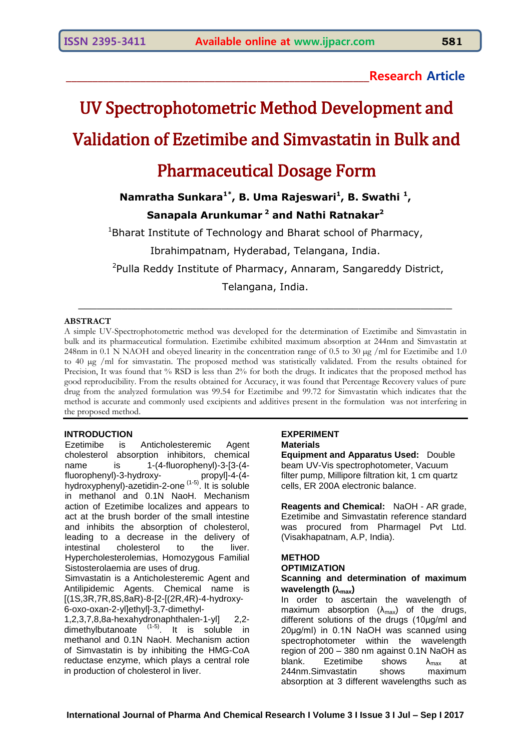**Research Article**

# UV Spectrophotometric Method Development and Validation of Ezetimibe and Simvastatin in Bulk and Pharmaceutical Dosage Form

**Namratha Sunkara[1*], B. Uma Rajeswari[1], B. Swathi [1], Sanapala Arunkumar [2] and Nathi Ratnakar[2]**

[1]Bharat Institute of Technology and Bharat school of Pharmacy, Ibrahimpatnam, Hyderabad, Telangana, India.

[2]Pulla Reddy Institute of Pharmacy, Annaram, Sangareddy District, Telangana, India.

## ABSTRACT

A simple UV-Spectrophotometric method was developed for the determination of Ezetimibe and Simvastatin in bulk and its pharmaceutical formulation. Ezetimibe exhibited maximum absorption at 244nm and Simvastatin at 248nm in 0.1 N NAOH and obeyed linearity in the concentration range of 0.5 to 30 µg /ml for Ezetimibe and 1.0 to 40 µg /ml for simvastatin. The proposed method was statistically validated. From the results obtained for Precision, It was found that % RSD is less than 2% for both the drugs. It indicates that the proposed method has good reproducibility. From the results obtained for Accuracy, it was found that Percentage Recovery values of pure drug from the analyzed formulation was 99.54 for Ezetimibe and 99.72 for Simvastatin which indicates that the method is accurate and commonly used excipients and additives present in the formulation was not interfering in the proposed method.

## INTRODUCTION

Ezetimibe is Anticholesteremic Agent cholesterol absorption inhibitors, chemical name is 1-(4-fluorophenyl)-3-[3-(4-fluorophenyl)-3-hydroxy-propyl]-4-(4-hydroxyphenyl)-azetidin-2-one [1-5]. It is soluble in methanol and 0.1N NaoH. Mechanism action of Ezetimibe localizes and appears to act at the brush border of the small intestine and inhibits the absorption of cholesterol, leading to a decrease in the delivery of intestinal cholesterol to the liver. Hypercholesterolemias, Homozygous Familial Sistosterolaemia are uses of drug.

Simvastatin is a Anticholesteremic Agent and Antilipidemic Agents. Chemical name is [(1S,3R,7R,8S,8aR)-8-[2-[(2R,4R)-4-hydroxy-6-oxo-oxan-2-yl]ethyl]-3,7-dimethyl-1,2,3,7,8,8a-hexahydronaphthalen-1-yl] 2,2-dimethylbutanoate [1-5]. It is soluble in methanol and 0.1N NaoH. Mechanism action of Simvastatin is by inhibiting the HMG-CoA reductase enzyme, which plays a central role in production of cholesterol in liver.

## EXPERIMENT

### Materials

**Equipment and Apparatus Used:** Double beam UV-Vis spectrophotometer, Vacuum filter pump, Millipore filtration kit, 1 cm quartz cells, ER 200A electronic balance.

**Reagents and Chemical:** NaOH - AR grade, Ezetimibe and Simvastatin reference standard was procured from Pharmagel Pvt Ltd. (Visakhapatnam, A.P, India).

## METHOD

### OPTIMIZATION

#### Scanning and determination of maximum wavelength ($\lambda_{max}$)

In order to ascertain the wavelength of maximum absorption ($\lambda_{max}$) of the drugs, different solutions of the drugs (10µg/ml and 20µg/ml) in 0.1N NaOH was scanned using spectrophotometer within the wavelength region of 200 – 380 nm against 0.1N NaOH as blank. Ezetimibe shows $\lambda_{max}$ at 244nm.Simvastatin shows maximum absorption at 3 different wavelengths such as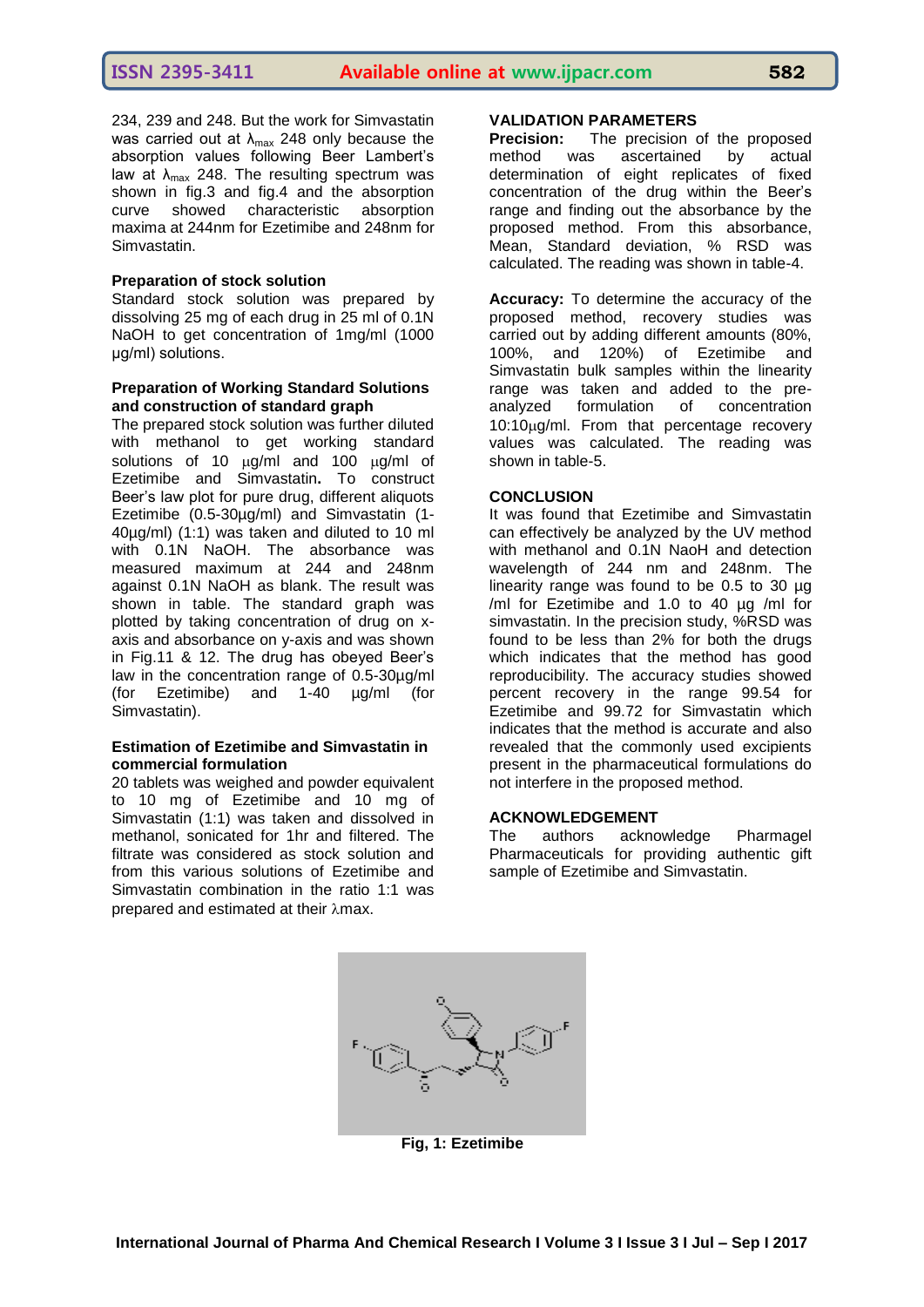234, 239 and 248. But the work for Simvastatin was carried out at $\lambda_{max}$ 248 only because the absorption values following Beer Lambert's law at $\lambda_{max}$ 248. The resulting spectrum was shown in fig.3 and fig.4 and the absorption curve showed characteristic absorption maxima at 244nm for Ezetimibe and 248nm for Simvastatin.

**Preparation of stock solution**

Standard stock solution was prepared by dissolving 25 mg of each drug in 25 ml of 0.1N NaOH to get concentration of 1mg/ml (1000 µg/ml) solutions.

**Preparation of Working Standard Solutions and construction of standard graph**

The prepared stock solution was further diluted with methanol to get working standard solutions of 10 µg/ml and 100 µg/ml of Ezetimibe and Simvastatin**.** To construct Beer's law plot for pure drug, different aliquots Ezetimibe (0.5-30µg/ml) and Simvastatin (1-40µg/ml) (1:1) was taken and diluted to 10 ml with 0.1N NaOH. The absorbance was measured maximum at 244 and 248nm against 0.1N NaOH as blank. The result was shown in table. The standard graph was plotted by taking concentration of drug on x-axis and absorbance on y-axis and was shown in Fig.11 & 12. The drug has obeyed Beer's law in the concentration range of 0.5-30µg/ml (for Ezetimibe) and 1-40 µg/ml (for Simvastatin).

**Estimation of Ezetimibe and Simvastatin in commercial formulation**

20 tablets was weighed and powder equivalent to 10 mg of Ezetimibe and 10 mg of Simvastatin (1:1) was taken and dissolved in methanol, sonicated for 1hr and filtered. The filtrate was considered as stock solution and from this various solutions of Ezetimibe and Simvastatin combination in the ratio 1:1 was prepared and estimated at their λmax.

**VALIDATION PARAMETERS**

**Precision:** The precision of the proposed method was ascertained by actual determination of eight replicates of fixed concentration of the drug within the Beer's range and finding out the absorbance by the proposed method. From this absorbance, Mean, Standard deviation, % RSD was calculated. The reading was shown in table-4.

**Accuracy:** To determine the accuracy of the proposed method, recovery studies was carried out by adding different amounts (80%, 100%, and 120%) of Ezetimibe and Simvastatin bulk samples within the linearity range was taken and added to the pre-analyzed formulation of concentration 10:10µg/ml. From that percentage recovery values was calculated. The reading was shown in table-5.

**CONCLUSION**

It was found that Ezetimibe and Simvastatin can effectively be analyzed by the UV method with methanol and 0.1N NaoH and detection wavelength of 244 nm and 248nm. The linearity range was found to be 0.5 to 30 µg /ml for Ezetimibe and 1.0 to 40 µg /ml for simvastatin. In the precision study, %RSD was found to be less than 2% for both the drugs which indicates that the method has good reproducibility. The accuracy studies showed percent recovery in the range 99.54 for Ezetimibe and 99.72 for Simvastatin which indicates that the method is accurate and also revealed that the commonly used excipients present in the pharmaceutical formulations do not interfere in the proposed method.

**ACKNOWLEDGEMENT**

The authors acknowledge Pharmagel Pharmaceuticals for providing authentic gift sample of Ezetimibe and Simvastatin.

**Fig, 1: Ezetimibe**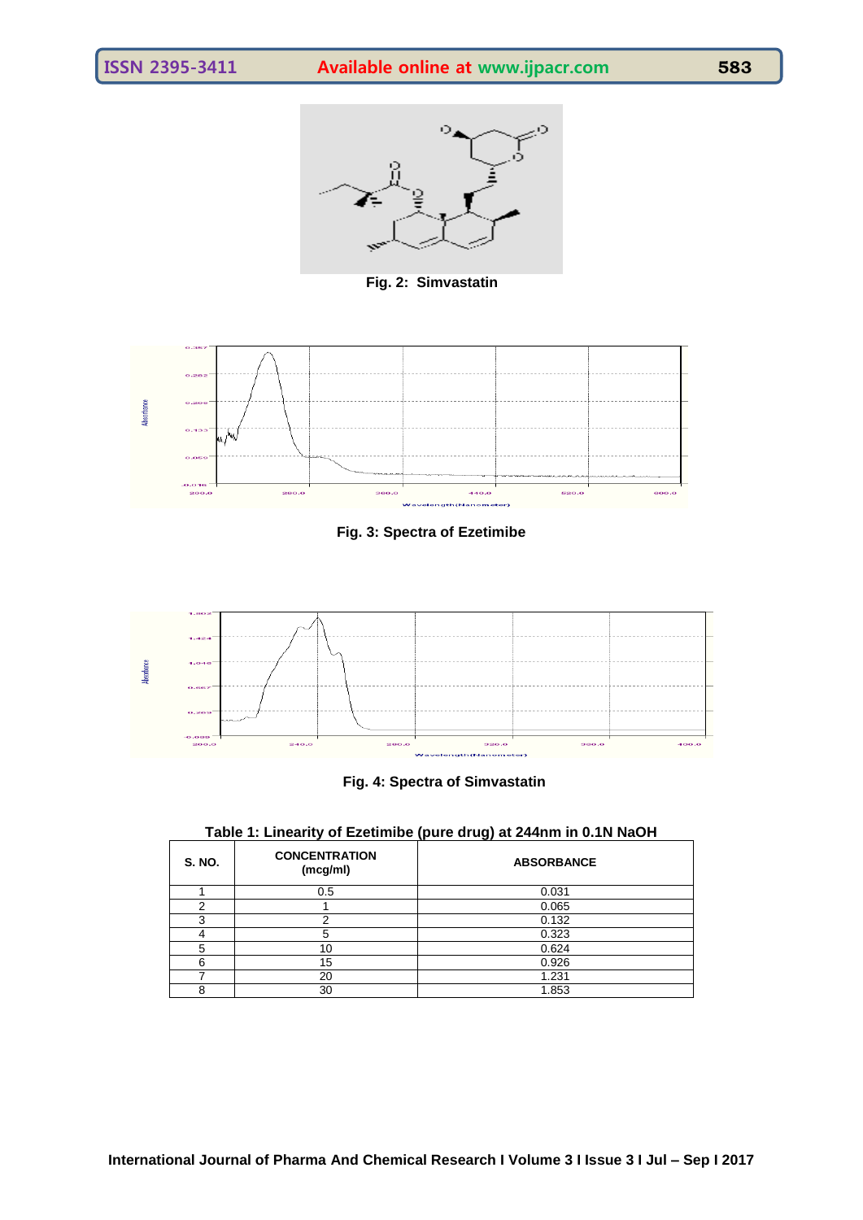Fig. 2: Simvastatin

Fig. 3: Spectra of Ezetimibe

Fig. 4: Spectra of Simvastatin

**Table 1: Linearity of Ezetimibe (pure drug) at 244nm in 0.1N NaOH**

| S. NO. | CONCENTRATION (mcg/ml) | ABSORBANCE |
|---|---|---|
| 1 | 0.5 | 0.031 |
| 2 | 1 | 0.065 |
| 3 | 2 | 0.132 |
| 4 | 5 | 0.323 |
| 5 | 10 | 0.624 |
| 6 | 15 | 0.926 |
| 7 | 20 | 1.231 |
| 8 | 30 | 1.853 |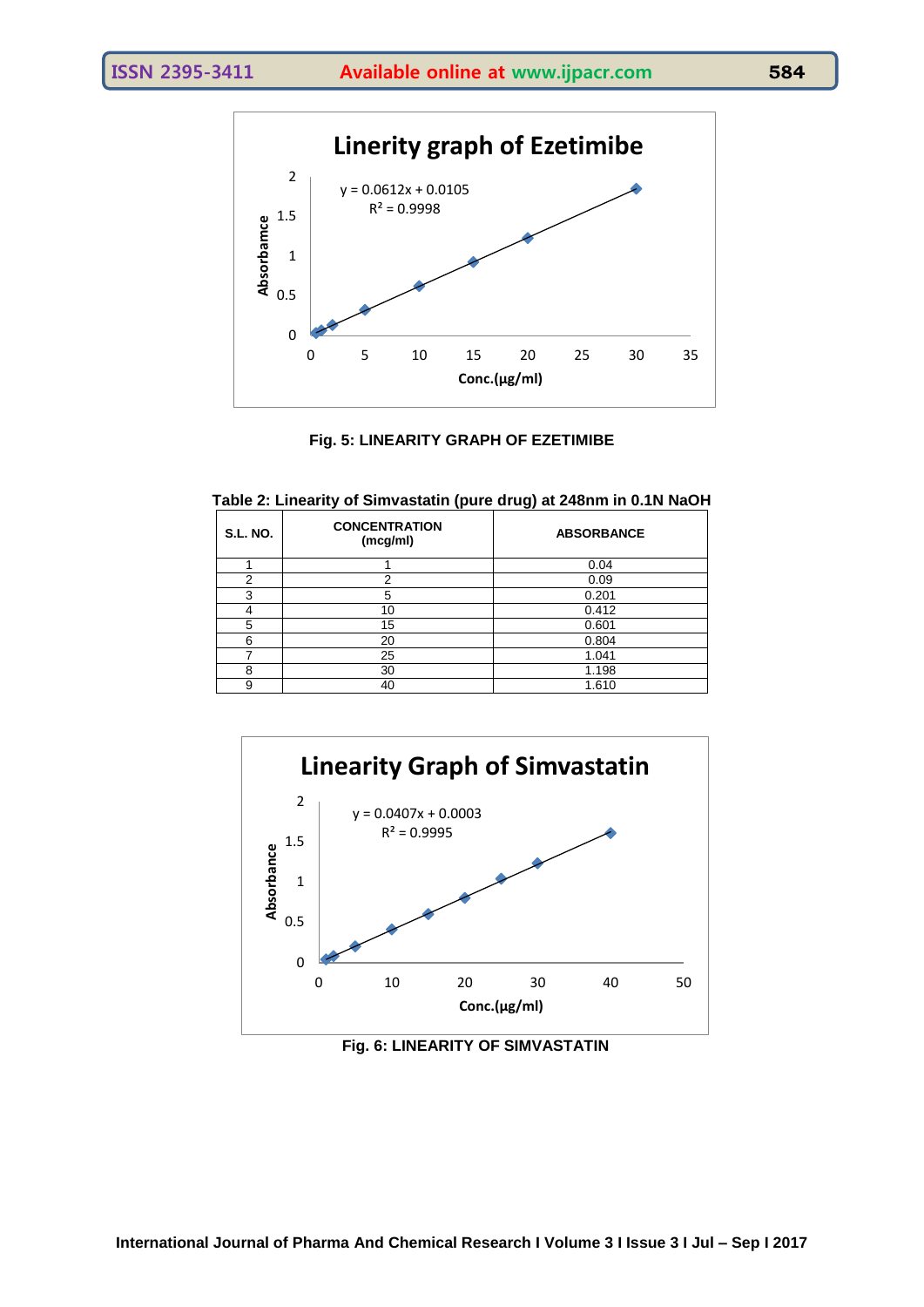**Fig. 5: LINEARITY GRAPH OF EZETIMIBE**

**Table 2: Linearity of Simvastatin (pure drug) at 248nm in 0.1N NaOH**

| S.L. NO. | CONCENTRATION (mcg/ml) | ABSORBANCE |
|---|---|---|
| 1 | 1 | 0.04 |
| 2 | 2 | 0.09 |
| 3 | 5 | 0.201 |
| 4 | 10 | 0.412 |
| 5 | 15 | 0.601 |
| 6 | 20 | 0.804 |
| 7 | 25 | 1.041 |
| 8 | 30 | 1.198 |
| 9 | 40 | 1.610 |

**Fig. 6: LINEARITY OF SIMVASTATIN**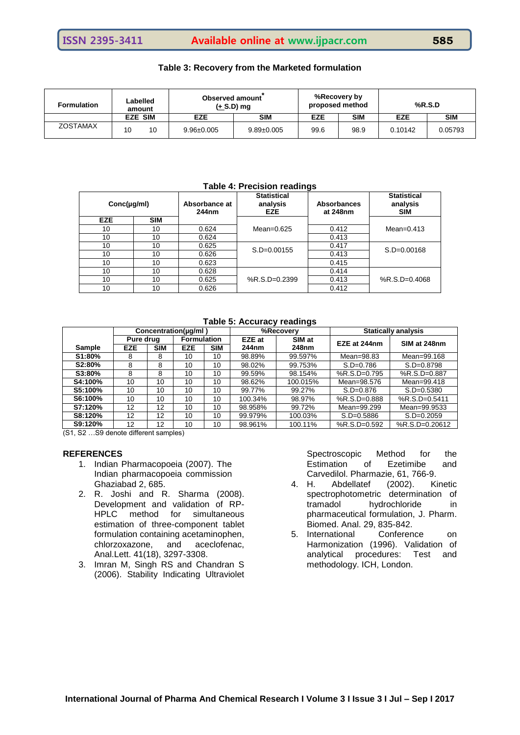**Table 3: Recovery from the Marketed formulation**

| Formulation | Labelled amount | | Observed amount* (± S.D) mg | | %Recovery by proposed method | | %R.S.D | |
|---|---|---|---|---|---|---|---|---|
| | EZE | SIM | EZE | SIM | EZE | SIM | EZE | SIM |
| ZOSTAMAX | 10 | 10 | 9.96±0.005 | 9.89±0.005 | 99.6 | 98.9 | 0.10142 | 0.05793 |

**Table 4: Precision readings**

| Conc(µg/ml) | | Absorbance at 244nm | Statistical analysis EZE | Absorbances at 248nm | Statistical analysis SIM |
|---|---|---|---|---|---|
| EZE | SIM | | | | |
| 10 | 10 | 0.624 | Mean=0.625 | 0.412 | Mean=0.413 |
| 10 | 10 | 0.624 | | 0.413 | |
| 10 | 10 | 0.625 | S.D=0.00155 | 0.417 | S.D=0.00168 |
| 10 | 10 | 0.626 | | 0.413 | |
| 10 | 10 | 0.623 | | 0.415 | |
| 10 | 10 | 0.628 | %R.S.D=0.2399 | 0.414 | %R.S.D=0.4068 |
| 10 | 10 | 0.625 | | 0.413 | |
| 10 | 10 | 0.626 | | 0.412 | |

**Table 5: Accuracy readings**

| Sample | Concentration(µg/ml ) | | | | %Recovery | | Statically analysis | |
|---|---|---|---|---|---|---|---|---|
| | Pure drug | | Formulation | | EZE at 244nm | SIM at 248nm | EZE at 244nm | SIM at 248nm |
| | EZE | SIM | EZE | SIM | | | | |
| S1:80% | 8 | 8 | 10 | 10 | 98.89% | 99.597% | Mean=98.83 | Mean=99.168 |
| S2:80% | 8 | 8 | 10 | 10 | 98.02% | 99.753% | S.D=0.786 | S.D=0.8798 |
| S3:80% | 8 | 8 | 10 | 10 | 99.59% | 98.154% | %R.S.D=0.795 | %R.S.D=0.887 |
| S4:100% | 10 | 10 | 10 | 10 | 98.62% | 100.015% | Mean=98.576 | Mean=99.418 |
| S5:100% | 10 | 10 | 10 | 10 | 99.77% | 99.27% | S.D=0.876 | S.D=0.5380 |
| S6:100% | 10 | 10 | 10 | 10 | 100.34% | 98.97% | %R.S.D=0.888 | %R.S.D=0.5411 |
| S7:120% | 12 | 12 | 10 | 10 | 98.958% | 99.72% | Mean=99.299 | Mean=99.9533 |
| S8:120% | 12 | 12 | 10 | 10 | 99.979% | 100.03% | S.D=0.5886 | S.D=0.2059 |
| S9:120% | 12 | 12 | 10 | 10 | 98.961% | 100.11% | %R.S.D=0.592 | %R.S.D=0.20612 |

(S1, S2 …S9 denote different samples)

## REFERENCES

1. Indian Pharmacopoeia (2007). The Indian pharmacopoeia commission Ghaziabad 2, 685.
2. R. Joshi and R. Sharma (2008). Development and validation of RP-HPLC method for simultaneous estimation of three-component tablet formulation containing acetaminophen, chlorzoxazone, and aceclofenac, Anal.Lett. 41(18), 3297-3308.
3. Imran M, Singh RS and Chandran S (2006). Stability Indicating Ultraviolet Spectroscopic Method for the Estimation of Ezetimibe and Carvedilol. Pharmazie, 61, 766-9.
4. H. Abdellatef (2002). Kinetic spectrophotometric determination of tramadol hydrochloride in pharmaceutical formulation, J. Pharm. Biomed. Anal. 29, 835-842.
5. International Conference on Harmonization (1996). Validation of analytical procedures: Test and methodology. ICH, London.